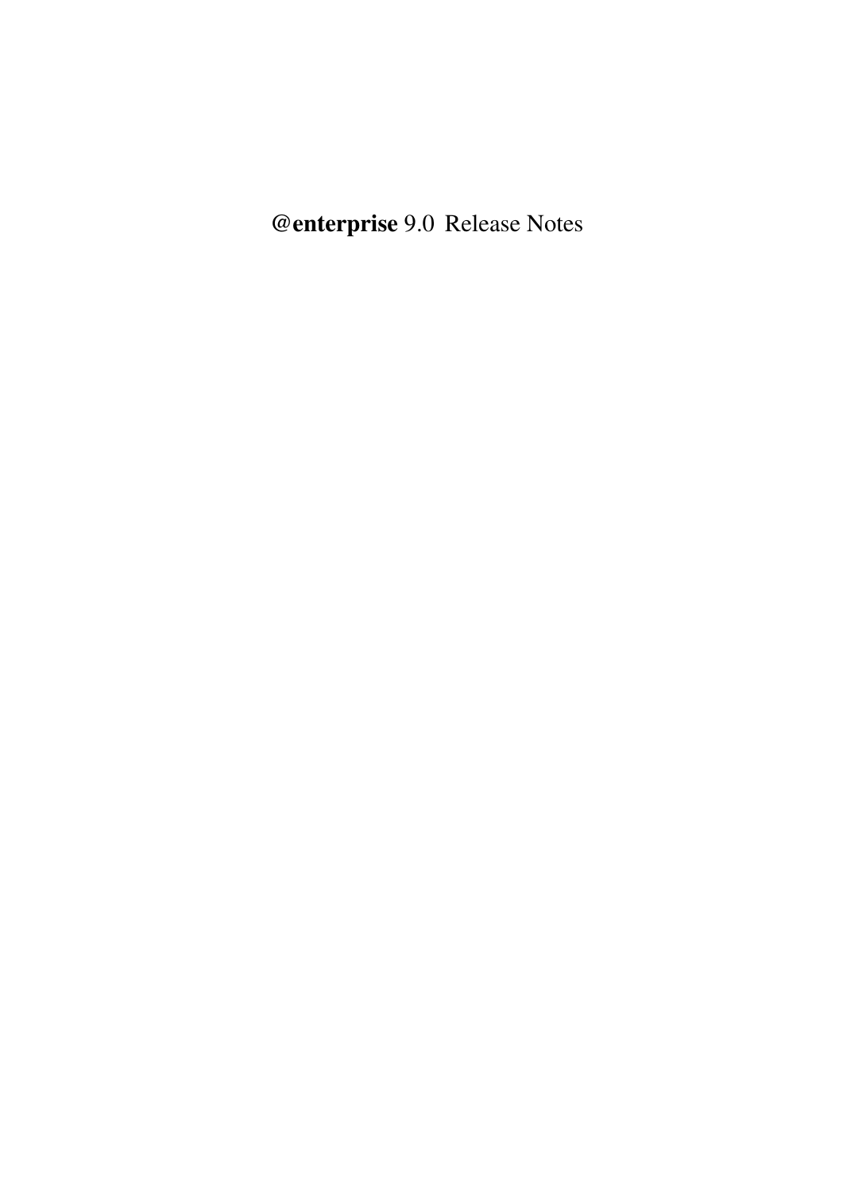# @**enterprise** 9.0 Release Notes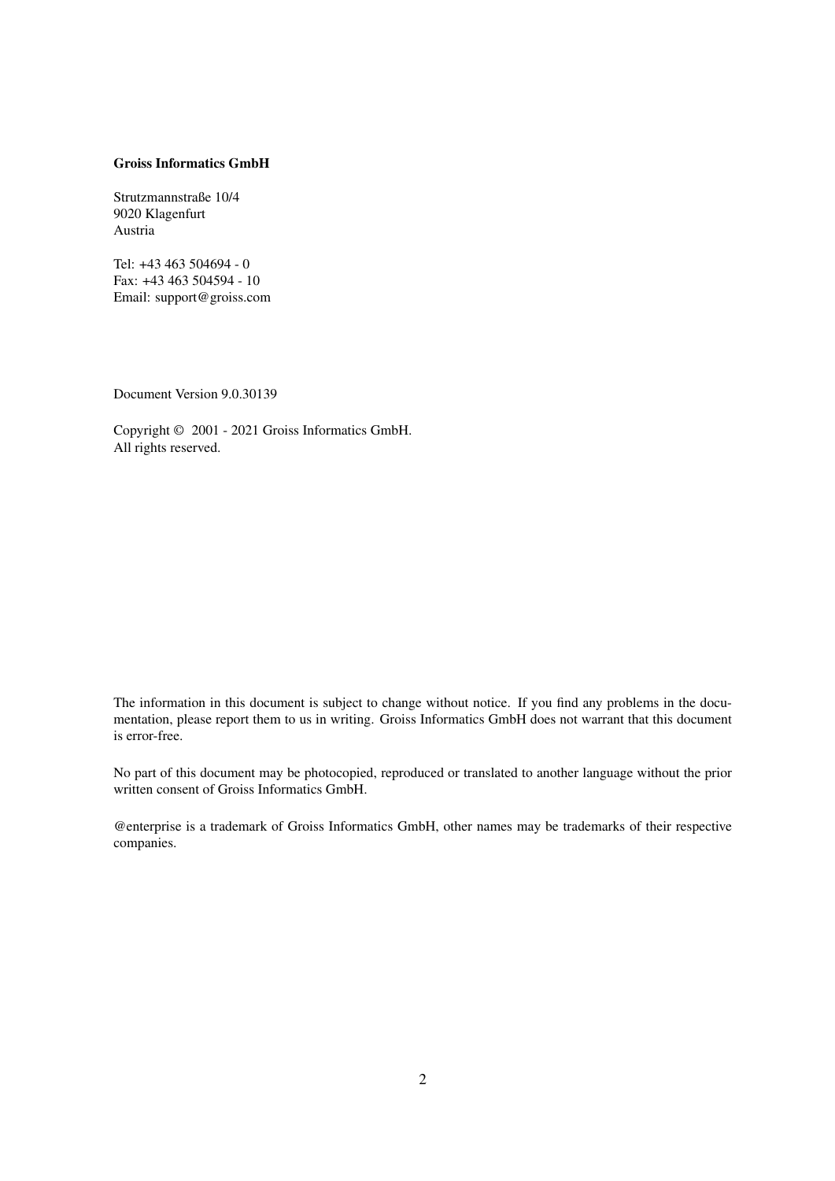**Groiss Informatics GmbH**

Strutzmannstraße 10/4
9020 Klagenfurt
Austria

Tel: +43 463 504694 - 0
Fax: +43 463 504594 - 10
Email: support@groiss.com

Document Version 9.0.30139

Copyright © 2001 - 2021 Groiss Informatics GmbH.
All rights reserved.

The information in this document is subject to change without notice. If you find any problems in the documentation, please report them to us in writing. Groiss Informatics GmbH does not warrant that this document is error-free.

No part of this document may be photocopied, reproduced or translated to another language without the prior written consent of Groiss Informatics GmbH.

@enterprise is a trademark of Groiss Informatics GmbH, other names may be trademarks of their respective companies.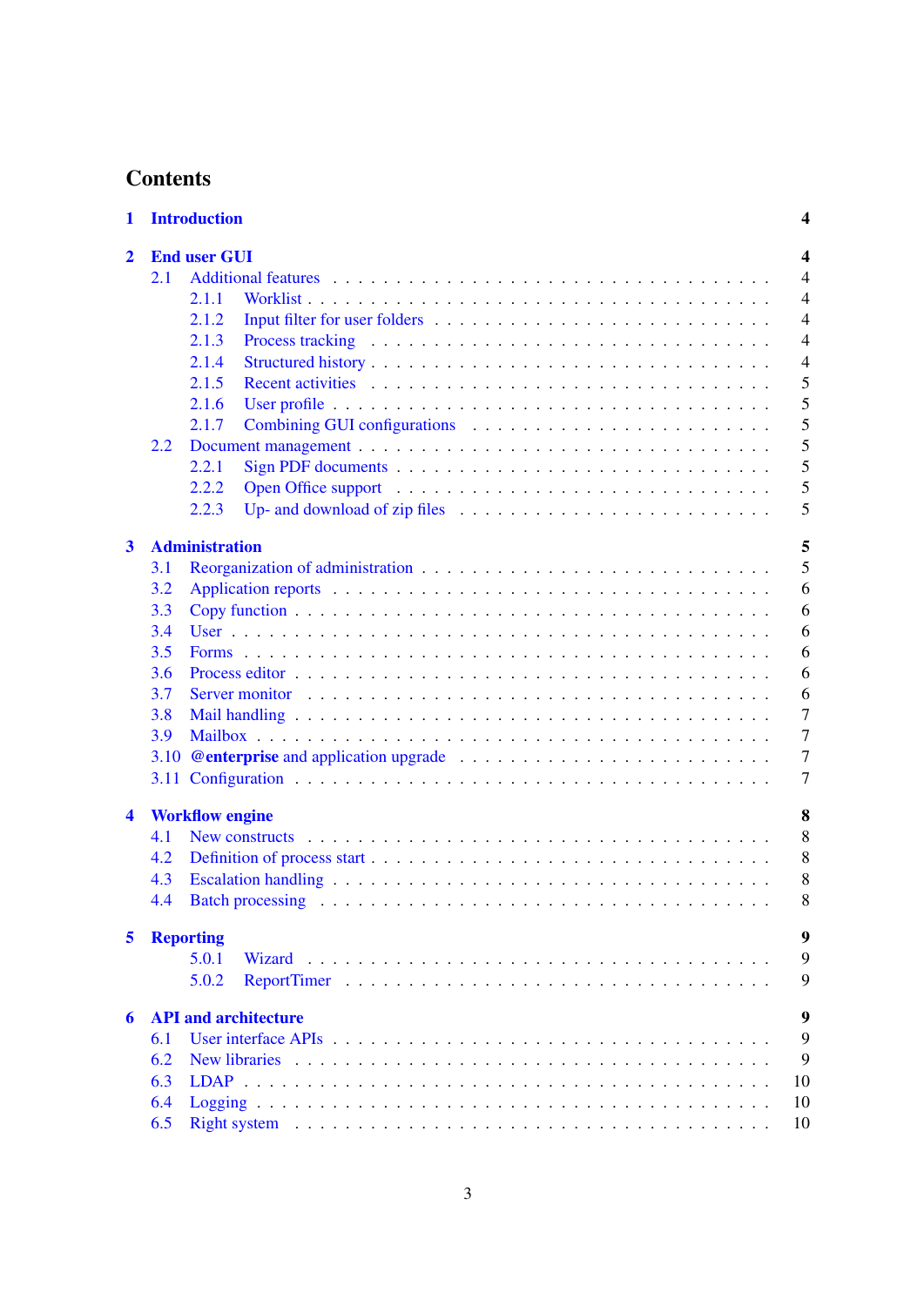# Contents

- **1 Introduction** — 4
- **2 End user GUI** — 4
  - 2.1 Additional features — 4
    - 2.1.1 Worklist — 4
    - 2.1.2 Input filter for user folders — 4
    - 2.1.3 Process tracking — 4
    - 2.1.4 Structured history — 4
    - 2.1.5 Recent activities — 5
    - 2.1.6 User profile — 5
    - 2.1.7 Combining GUI configurations — 5
  - 2.2 Document management — 5
    - 2.2.1 Sign PDF documents — 5
    - 2.2.2 Open Office support — 5
    - 2.2.3 Up- and download of zip files — 5
- **3 Administration** — 5
  - 3.1 Reorganization of administration — 5
  - 3.2 Application reports — 6
  - 3.3 Copy function — 6
  - 3.4 User — 6
  - 3.5 Forms — 6
  - 3.6 Process editor — 6
  - 3.7 Server monitor — 6
  - 3.8 Mail handling — 7
  - 3.9 Mailbox — 7
  - 3.10 **@enterprise** and application upgrade — 7
  - 3.11 Configuration — 7
- **4 Workflow engine** — 8
  - 4.1 New constructs — 8
  - 4.2 Definition of process start — 8
  - 4.3 Escalation handling — 8
  - 4.4 Batch processing — 8
- **5 Reporting** — 9
    - 5.0.1 Wizard — 9
    - 5.0.2 ReportTimer — 9
- **6 API and architecture** — 9
  - 6.1 User interface APIs — 9
  - 6.2 New libraries — 9
  - 6.3 LDAP — 10
  - 6.4 Logging — 10
  - 6.5 Right system — 10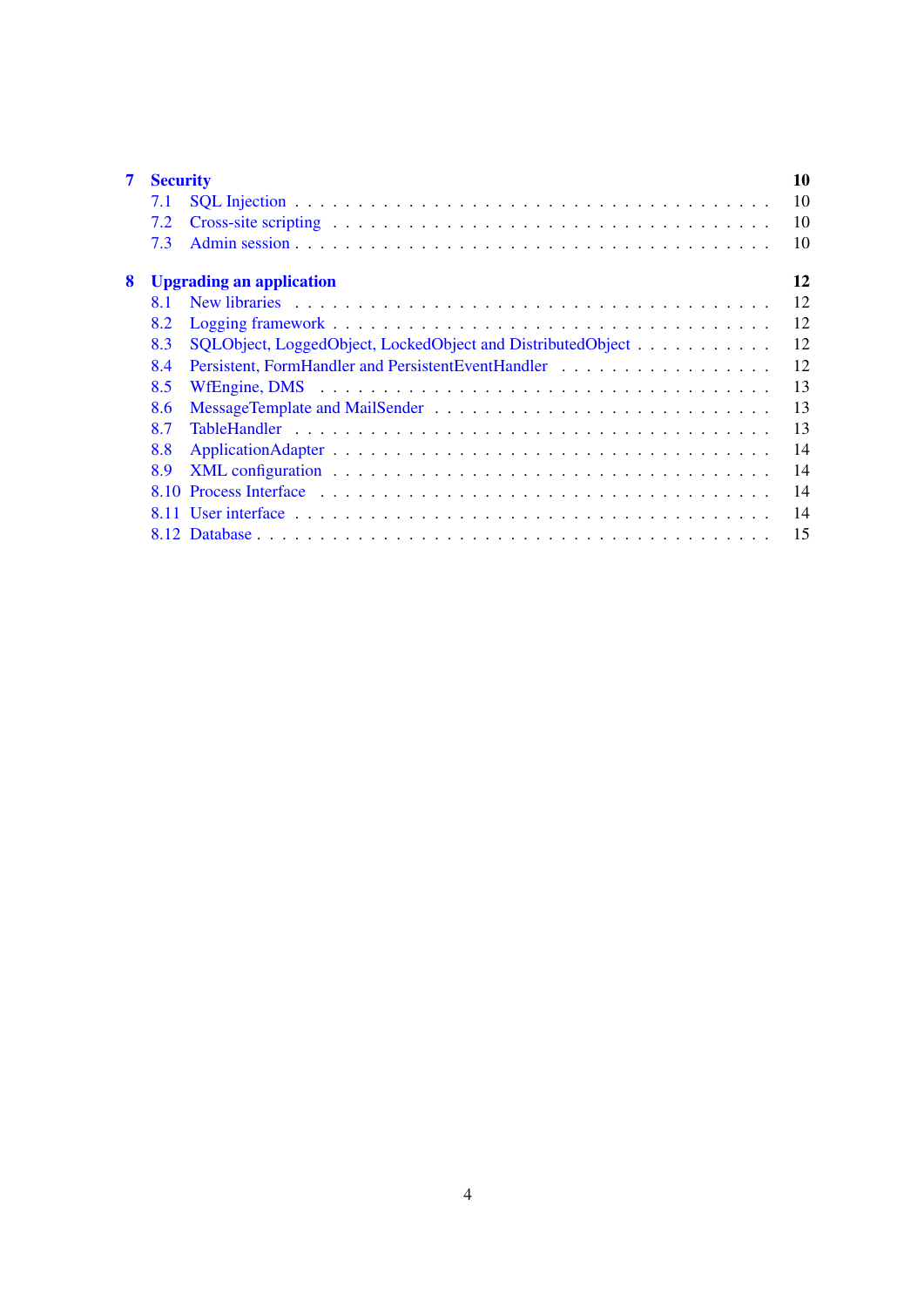**7 Security** — **10**
- 7.1 SQL Injection — 10
- 7.2 Cross-site scripting — 10
- 7.3 Admin session — 10

**8 Upgrading an application** — **12**
- 8.1 New libraries — 12
- 8.2 Logging framework — 12
- 8.3 SQLObject, LoggedObject, LockedObject and DistributedObject — 12
- 8.4 Persistent, FormHandler and PersistentEventHandler — 12
- 8.5 WfEngine, DMS — 13
- 8.6 MessageTemplate and MailSender — 13
- 8.7 TableHandler — 13
- 8.8 ApplicationAdapter — 14
- 8.9 XML configuration — 14
- 8.10 Process Interface — 14
- 8.11 User interface — 14
- 8.12 Database — 15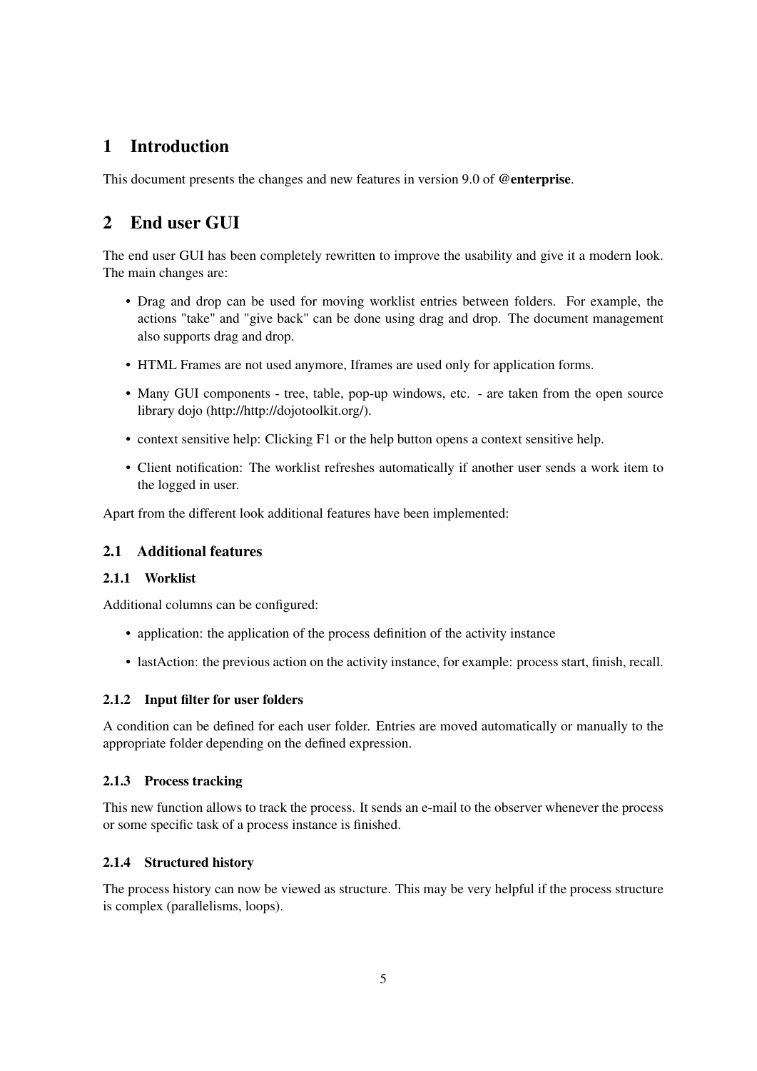# 1 Introduction

This document presents the changes and new features in version 9.0 of **@enterprise**.

# 2 End user GUI

The end user GUI has been completely rewritten to improve the usability and give it a modern look. The main changes are:

- Drag and drop can be used for moving worklist entries between folders. For example, the actions "take" and "give back" can be done using drag and drop. The document management also supports drag and drop.
- HTML Frames are not used anymore, Iframes are used only for application forms.
- Many GUI components - tree, table, pop-up windows, etc. - are taken from the open source library dojo (http://http://dojotoolkit.org/).
- context sensitive help: Clicking F1 or the help button opens a context sensitive help.
- Client notification: The worklist refreshes automatically if another user sends a work item to the logged in user.

Apart from the different look additional features have been implemented:

## 2.1 Additional features

### 2.1.1 Worklist

Additional columns can be configured:

- application: the application of the process definition of the activity instance
- lastAction: the previous action on the activity instance, for example: process start, finish, recall.

### 2.1.2 Input filter for user folders

A condition can be defined for each user folder. Entries are moved automatically or manually to the appropriate folder depending on the defined expression.

### 2.1.3 Process tracking

This new function allows to track the process. It sends an e-mail to the observer whenever the process or some specific task of a process instance is finished.

### 2.1.4 Structured history

The process history can now be viewed as structure. This may be very helpful if the process structure is complex (parallelisms, loops).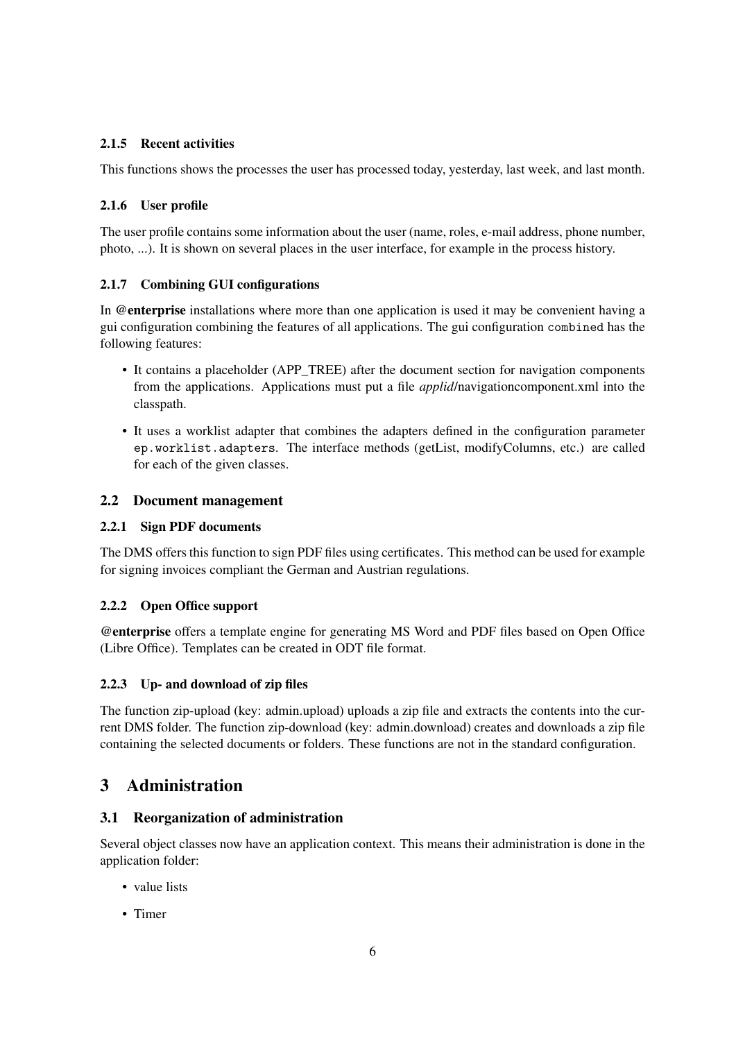#### 2.1.5 Recent activities

This functions shows the processes the user has processed today, yesterday, last week, and last month.

#### 2.1.6 User profile

The user profile contains some information about the user (name, roles, e-mail address, phone number, photo, ...). It is shown on several places in the user interface, for example in the process history.

#### 2.1.7 Combining GUI configurations

In **@enterprise** installations where more than one application is used it may be convenient having a gui configuration combining the features of all applications. The gui configuration `combined` has the following features:

- It contains a placeholder (APP_TREE) after the document section for navigation components from the applications. Applications must put a file *applid*/navigationcomponent.xml into the classpath.
- It uses a worklist adapter that combines the adapters defined in the configuration parameter `ep.worklist.adapters`. The interface methods (getList, modifyColumns, etc.) are called for each of the given classes.

### 2.2 Document management

#### 2.2.1 Sign PDF documents

The DMS offers this function to sign PDF files using certificates. This method can be used for example for signing invoices compliant the German and Austrian regulations.

#### 2.2.2 Open Office support

**@enterprise** offers a template engine for generating MS Word and PDF files based on Open Office (Libre Office). Templates can be created in ODT file format.

#### 2.2.3 Up- and download of zip files

The function zip-upload (key: admin.upload) uploads a zip file and extracts the contents into the current DMS folder. The function zip-download (key: admin.download) creates and downloads a zip file containing the selected documents or folders. These functions are not in the standard configuration.

## 3 Administration

### 3.1 Reorganization of administration

Several object classes now have an application context. This means their administration is done in the application folder:

- value lists
- Timer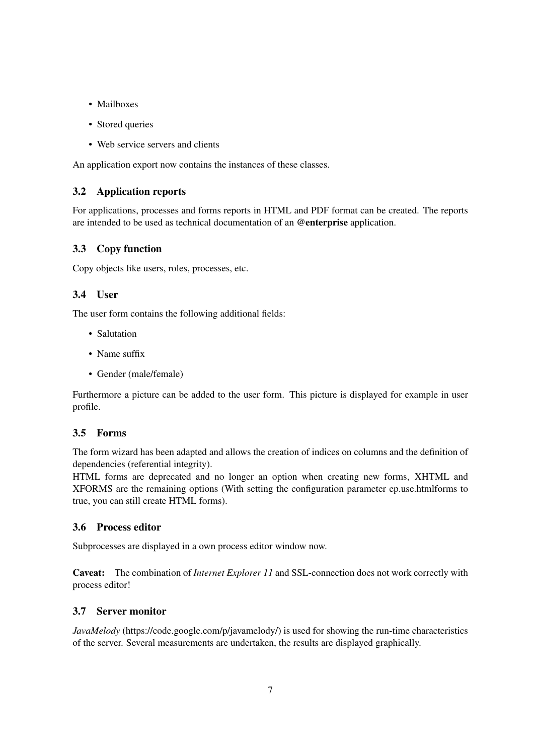- Mailboxes
- Stored queries
- Web service servers and clients

An application export now contains the instances of these classes.

### 3.2 Application reports

For applications, processes and forms reports in HTML and PDF format can be created. The reports are intended to be used as technical documentation of an **@enterprise** application.

### 3.3 Copy function

Copy objects like users, roles, processes, etc.

### 3.4 User

The user form contains the following additional fields:

- Salutation
- Name suffix
- Gender (male/female)

Furthermore a picture can be added to the user form. This picture is displayed for example in user profile.

### 3.5 Forms

The form wizard has been adapted and allows the creation of indices on columns and the definition of dependencies (referential integrity).
HTML forms are deprecated and no longer an option when creating new forms, XHTML and XFORMS are the remaining options (With setting the configuration parameter ep.use.htmlforms to true, you can still create HTML forms).

### 3.6 Process editor

Subprocesses are displayed in a own process editor window now.

**Caveat:** The combination of *Internet Explorer 11* and SSL-connection does not work correctly with process editor!

### 3.7 Server monitor

*JavaMelody* (https://code.google.com/p/javamelody/) is used for showing the run-time characteristics of the server. Several measurements are undertaken, the results are displayed graphically.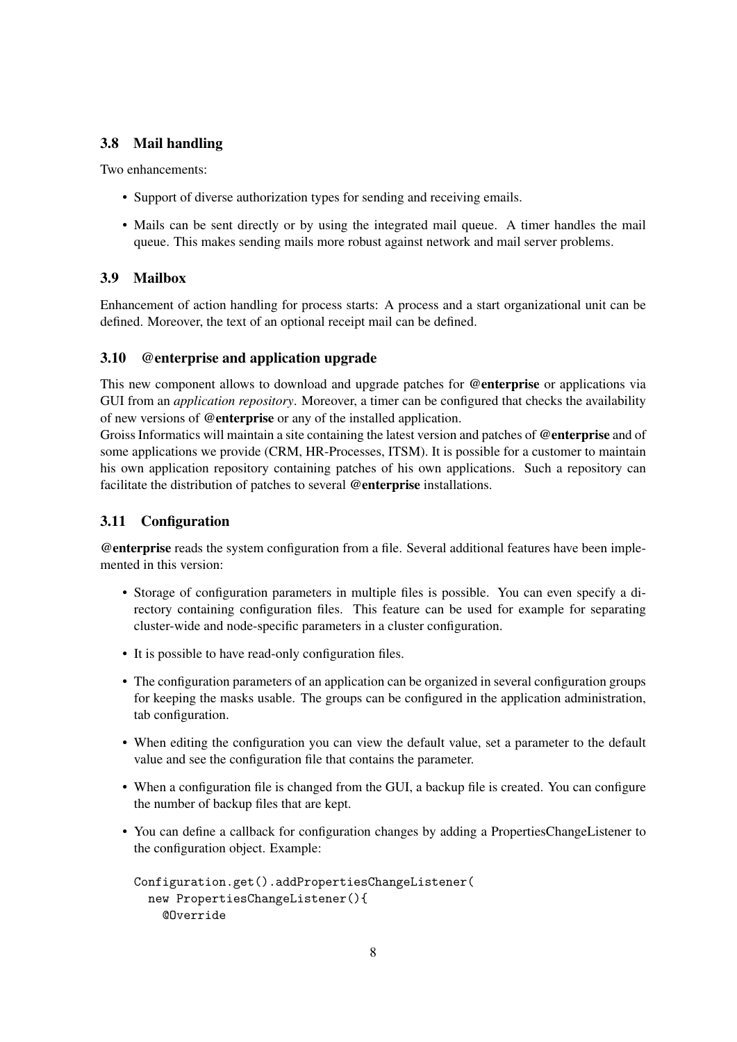### 3.8 Mail handling

Two enhancements:

- Support of diverse authorization types for sending and receiving emails.
- Mails can be sent directly or by using the integrated mail queue. A timer handles the mail queue. This makes sending mails more robust against network and mail server problems.

### 3.9 Mailbox

Enhancement of action handling for process starts: A process and a start organizational unit can be defined. Moreover, the text of an optional receipt mail can be defined.

### 3.10 @enterprise and application upgrade

This new component allows to download and upgrade patches for **@enterprise** or applications via GUI from an *application repository*. Moreover, a timer can be configured that checks the availability of new versions of **@enterprise** or any of the installed application.

Groiss Informatics will maintain a site containing the latest version and patches of **@enterprise** and of some applications we provide (CRM, HR-Processes, ITSM). It is possible for a customer to maintain his own application repository containing patches of his own applications. Such a repository can facilitate the distribution of patches to several **@enterprise** installations.

### 3.11 Configuration

**@enterprise** reads the system configuration from a file. Several additional features have been implemented in this version:

- Storage of configuration parameters in multiple files is possible. You can even specify a directory containing configuration files. This feature can be used for example for separating cluster-wide and node-specific parameters in a cluster configuration.
- It is possible to have read-only configuration files.
- The configuration parameters of an application can be organized in several configuration groups for keeping the masks usable. The groups can be configured in the application administration, tab configuration.
- When editing the configuration you can view the default value, set a parameter to the default value and see the configuration file that contains the parameter.
- When a configuration file is changed from the GUI, a backup file is created. You can configure the number of backup files that are kept.
- You can define a callback for configuration changes by adding a PropertiesChangeListener to the configuration object. Example:

```
Configuration.get().addPropertiesChangeListener(
  new PropertiesChangeListener(){
    @Override
```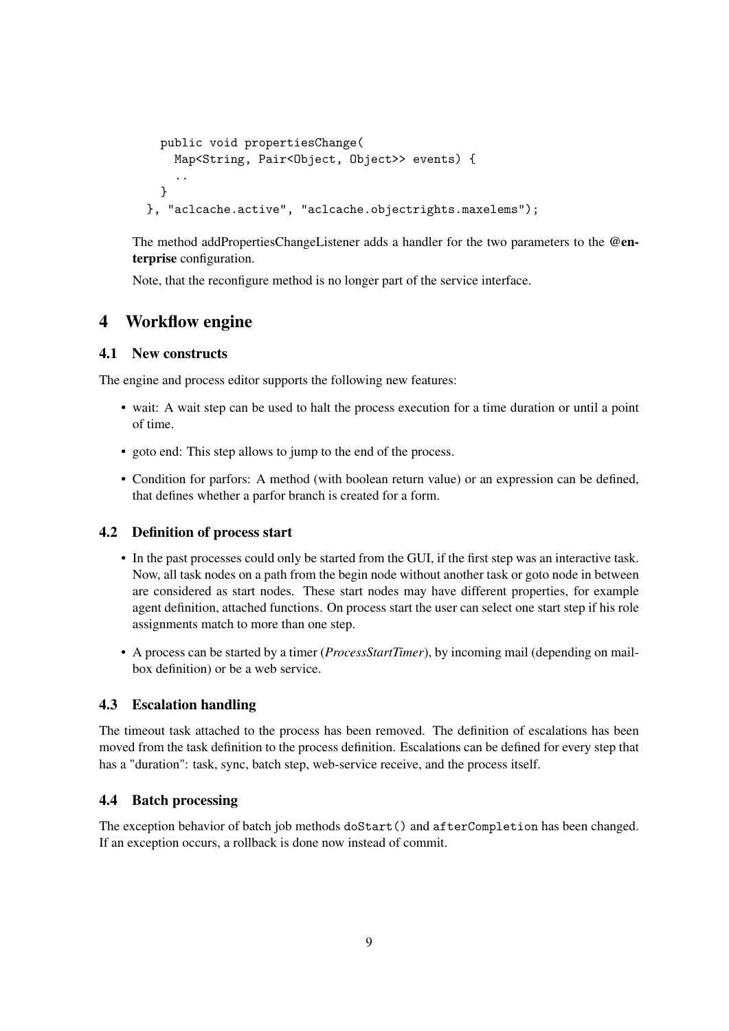```
    public void propertiesChange(
      Map<String, Pair<Object, Object>> events) {
      ..
    }
  }, "aclcache.active", "aclcache.objectrights.maxelems");
```

The method addPropertiesChangeListener adds a handler for the two parameters to the **@enterprise** configuration.

Note, that the reconfigure method is no longer part of the service interface.

# 4 Workflow engine

## 4.1 New constructs

The engine and process editor supports the following new features:

- wait: A wait step can be used to halt the process execution for a time duration or until a point of time.
- goto end: This step allows to jump to the end of the process.
- Condition for parfors: A method (with boolean return value) or an expression can be defined, that defines whether a parfor branch is created for a form.

## 4.2 Definition of process start

- In the past processes could only be started from the GUI, if the first step was an interactive task. Now, all task nodes on a path from the begin node without another task or goto node in between are considered as start nodes. These start nodes may have different properties, for example agent definition, attached functions. On process start the user can select one start step if his role assignments match to more than one step.
- A process can be started by a timer (*ProcessStartTimer*), by incoming mail (depending on mailbox definition) or be a web service.

## 4.3 Escalation handling

The timeout task attached to the process has been removed. The definition of escalations has been moved from the task definition to the process definition. Escalations can be defined for every step that has a "duration": task, sync, batch step, web-service receive, and the process itself.

## 4.4 Batch processing

The exception behavior of batch job methods `doStart()` and `afterCompletion` has been changed. If an exception occurs, a rollback is done now instead of commit.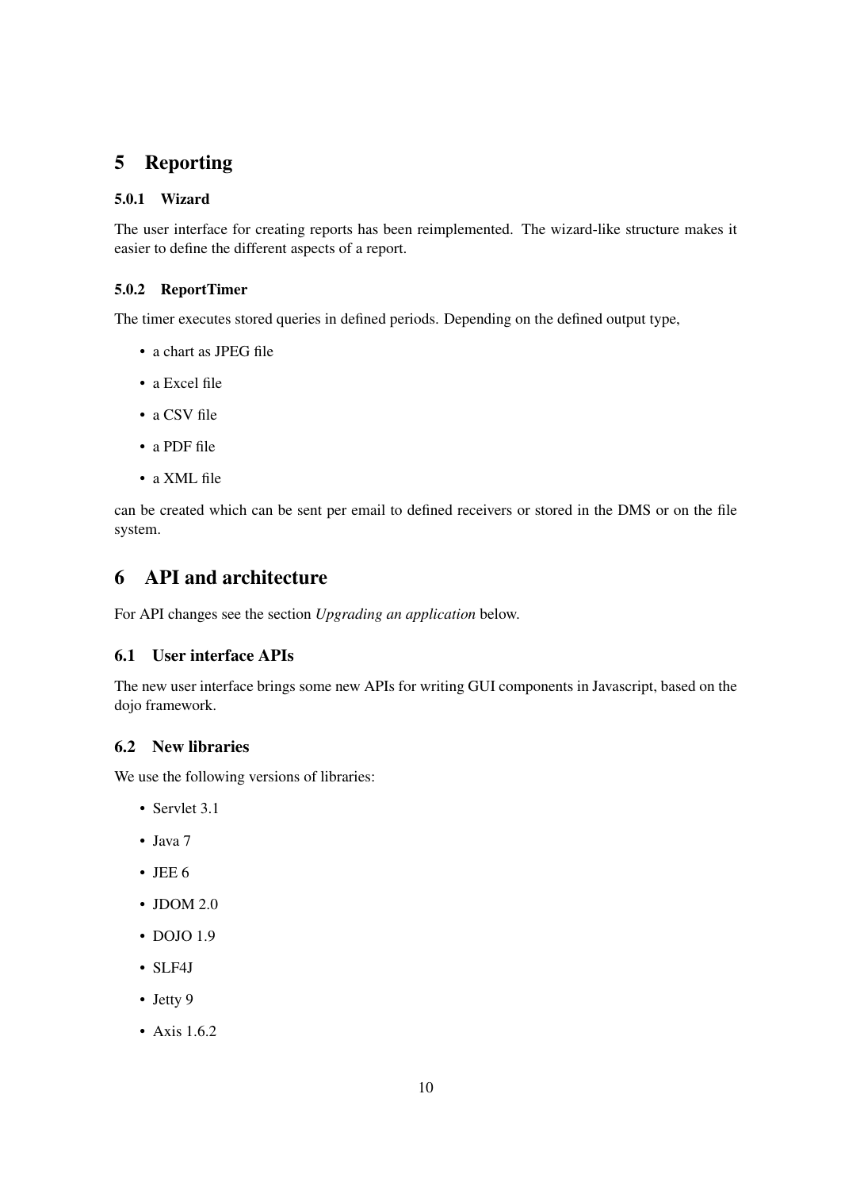# 5 Reporting

#### 5.0.1 Wizard

The user interface for creating reports has been reimplemented. The wizard-like structure makes it easier to define the different aspects of a report.

#### 5.0.2 ReportTimer

The timer executes stored queries in defined periods. Depending on the defined output type,

- a chart as JPEG file
- a Excel file
- a CSV file
- a PDF file
- a XML file

can be created which can be sent per email to defined receivers or stored in the DMS or on the file system.

# 6 API and architecture

For API changes see the section *Upgrading an application* below.

## 6.1 User interface APIs

The new user interface brings some new APIs for writing GUI components in Javascript, based on the dojo framework.

## 6.2 New libraries

We use the following versions of libraries:

- Servlet 3.1
- Java 7
- JEE 6
- JDOM 2.0
- DOJO 1.9
- SLF4J
- Jetty 9
- Axis 1.6.2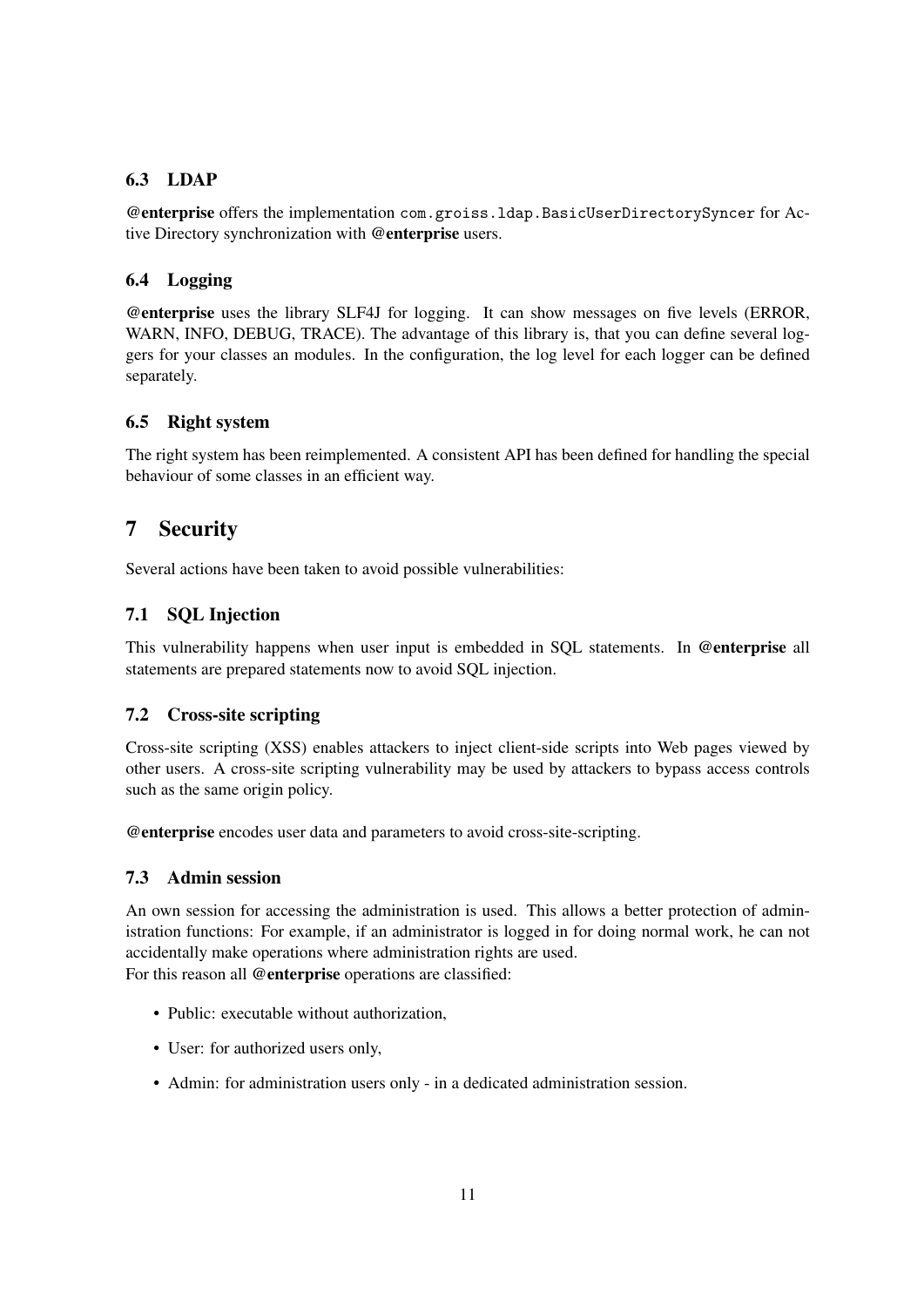### 6.3 LDAP

**@enterprise** offers the implementation `com.groiss.ldap.BasicUserDirectorySyncer` for Active Directory synchronization with **@enterprise** users.

### 6.4 Logging

**@enterprise** uses the library SLF4J for logging. It can show messages on five levels (ERROR, WARN, INFO, DEBUG, TRACE). The advantage of this library is, that you can define several loggers for your classes an modules. In the configuration, the log level for each logger can be defined separately.

### 6.5 Right system

The right system has been reimplemented. A consistent API has been defined for handling the special behaviour of some classes in an efficient way.

## 7 Security

Several actions have been taken to avoid possible vulnerabilities:

### 7.1 SQL Injection

This vulnerability happens when user input is embedded in SQL statements. In **@enterprise** all statements are prepared statements now to avoid SQL injection.

### 7.2 Cross-site scripting

Cross-site scripting (XSS) enables attackers to inject client-side scripts into Web pages viewed by other users. A cross-site scripting vulnerability may be used by attackers to bypass access controls such as the same origin policy.

**@enterprise** encodes user data and parameters to avoid cross-site-scripting.

### 7.3 Admin session

An own session for accessing the administration is used. This allows a better protection of administration functions: For example, if an administrator is logged in for doing normal work, he can not accidentally make operations where administration rights are used.
For this reason all **@enterprise** operations are classified:

- Public: executable without authorization,
- User: for authorized users only,
- Admin: for administration users only - in a dedicated administration session.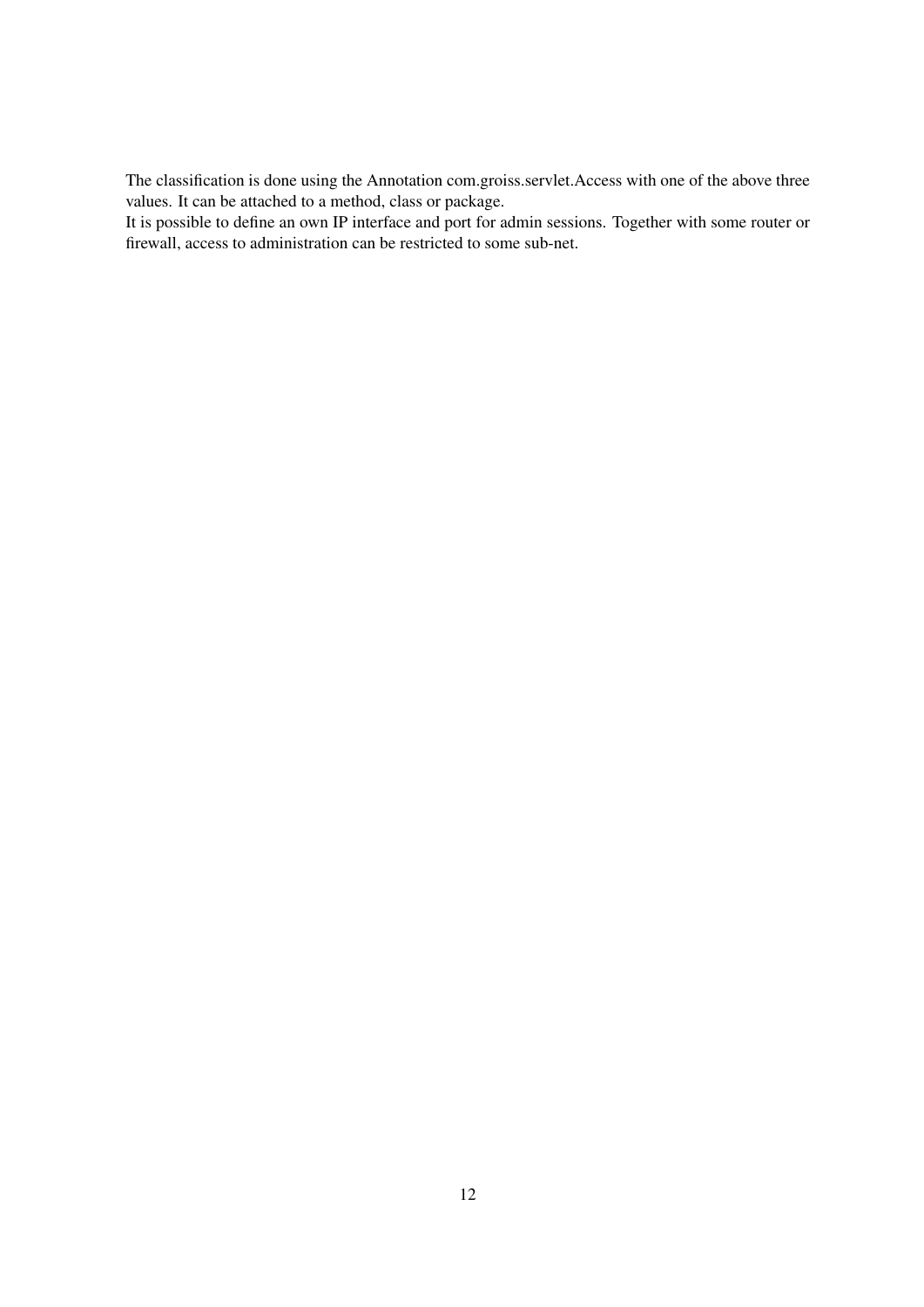The classification is done using the Annotation com.groiss.servlet.Access with one of the above three values. It can be attached to a method, class or package.

It is possible to define an own IP interface and port for admin sessions. Together with some router or firewall, access to administration can be restricted to some sub-net.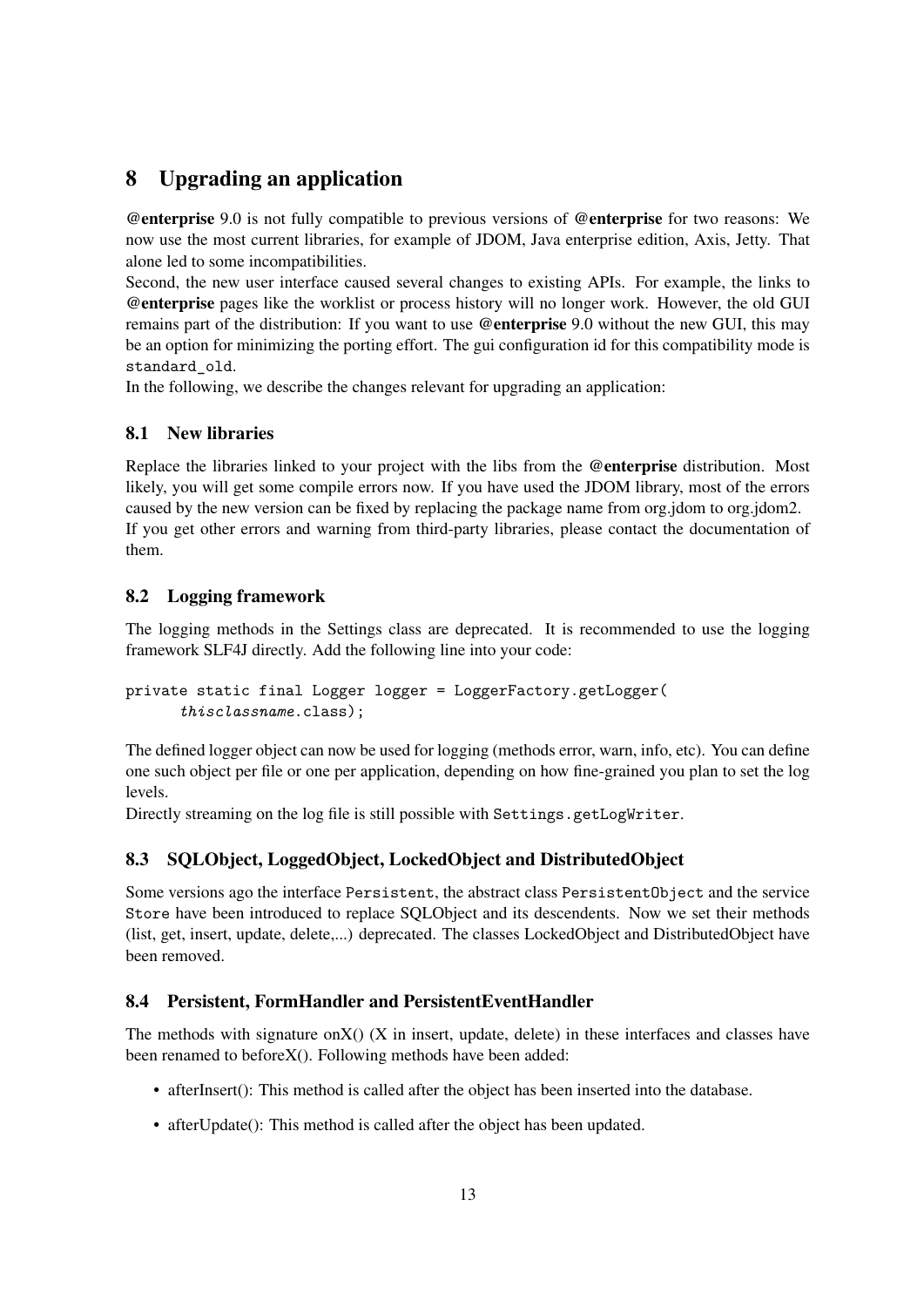# 8 Upgrading an application

**@enterprise** 9.0 is not fully compatible to previous versions of **@enterprise** for two reasons: We now use the most current libraries, for example of JDOM, Java enterprise edition, Axis, Jetty. That alone led to some incompatibilities.
Second, the new user interface caused several changes to existing APIs. For example, the links to **@enterprise** pages like the worklist or process history will no longer work. However, the old GUI remains part of the distribution: If you want to use **@enterprise** 9.0 without the new GUI, this may be an option for minimizing the porting effort. The gui configuration id for this compatibility mode is `standard_old`.
In the following, we describe the changes relevant for upgrading an application:

## 8.1 New libraries

Replace the libraries linked to your project with the libs from the **@enterprise** distribution. Most likely, you will get some compile errors now. If you have used the JDOM library, most of the errors caused by the new version can be fixed by replacing the package name from org.jdom to org.jdom2.
If you get other errors and warning from third-party libraries, please contact the documentation of them.

## 8.2 Logging framework

The logging methods in the Settings class are deprecated. It is recommended to use the logging framework SLF4J directly. Add the following line into your code:

```
private static final Logger logger = LoggerFactory.getLogger(
      thisclassname.class);
```

The defined logger object can now be used for logging (methods error, warn, info, etc). You can define one such object per file or one per application, depending on how fine-grained you plan to set the log levels.
Directly streaming on the log file is still possible with `Settings.getLogWriter`.

## 8.3 SQLObject, LoggedObject, LockedObject and DistributedObject

Some versions ago the interface `Persistent`, the abstract class `PersistentObject` and the service `Store` have been introduced to replace SQLObject and its descendents. Now we set their methods (list, get, insert, update, delete,...) deprecated. The classes LockedObject and DistributedObject have been removed.

## 8.4 Persistent, FormHandler and PersistentEventHandler

The methods with signature onX() (X in insert, update, delete) in these interfaces and classes have been renamed to beforeX(). Following methods have been added:

- afterInsert(): This method is called after the object has been inserted into the database.
- afterUpdate(): This method is called after the object has been updated.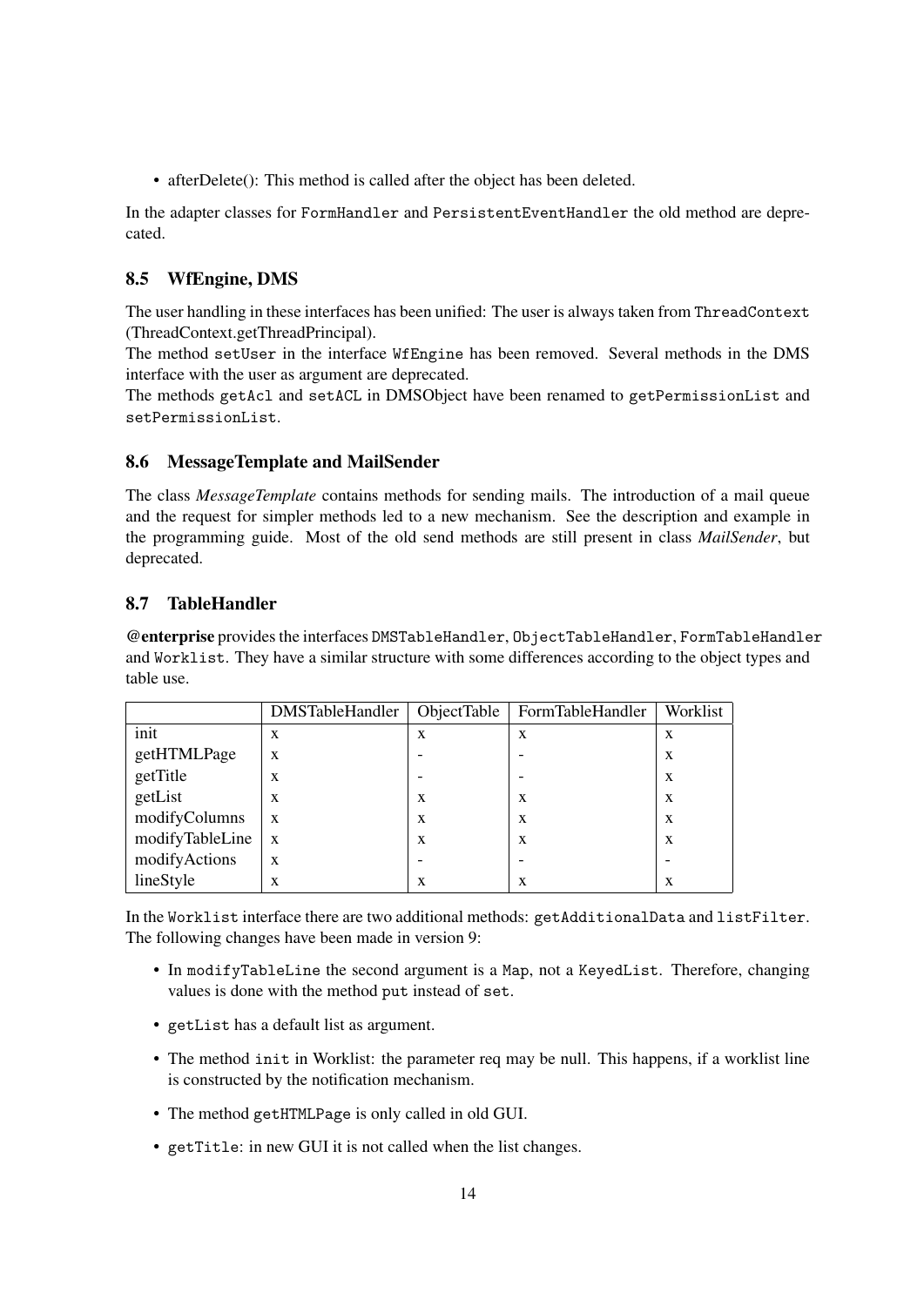- afterDelete(): This method is called after the object has been deleted.

In the adapter classes for `FormHandler` and `PersistentEventHandler` the old method are deprecated.

### 8.5 WfEngine, DMS

The user handling in these interfaces has been unified: The user is always taken from `ThreadContext` (ThreadContext.getThreadPrincipal).
The method `setUser` in the interface `WfEngine` has been removed. Several methods in the DMS interface with the user as argument are deprecated.
The methods `getAcl` and `setACL` in DMSObject have been renamed to `getPermissionList` and `setPermissionList`.

### 8.6 MessageTemplate and MailSender

The class *MessageTemplate* contains methods for sending mails. The introduction of a mail queue and the request for simpler methods led to a new mechanism. See the description and example in the programming guide. Most of the old send methods are still present in class *MailSender*, but deprecated.

### 8.7 TableHandler

**@enterprise** provides the interfaces `DMSTableHandler`, `ObjectTableHandler`, `FormTableHandler` and `Worklist`. They have a similar structure with some differences according to the object types and table use.

| | DMSTableHandler | ObjectTable | FormTableHandler | Worklist |
|---|---|---|---|---|
| init | x | x | x | x |
| getHTMLPage | x | - | - | x |
| getTitle | x | - | - | x |
| getList | x | x | x | x |
| modifyColumns | x | x | x | x |
| modifyTableLine | x | x | x | x |
| modifyActions | x | - | - | - |
| lineStyle | x | x | x | x |

In the `Worklist` interface there are two additional methods: `getAdditionalData` and `listFilter`. The following changes have been made in version 9:

- In `modifyTableLine` the second argument is a `Map`, not a `KeyedList`. Therefore, changing values is done with the method `put` instead of `set`.
- `getList` has a default list as argument.
- The method `init` in Worklist: the parameter req may be null. This happens, if a worklist line is constructed by the notification mechanism.
- The method `getHTMLPage` is only called in old GUI.
- `getTitle`: in new GUI it is not called when the list changes.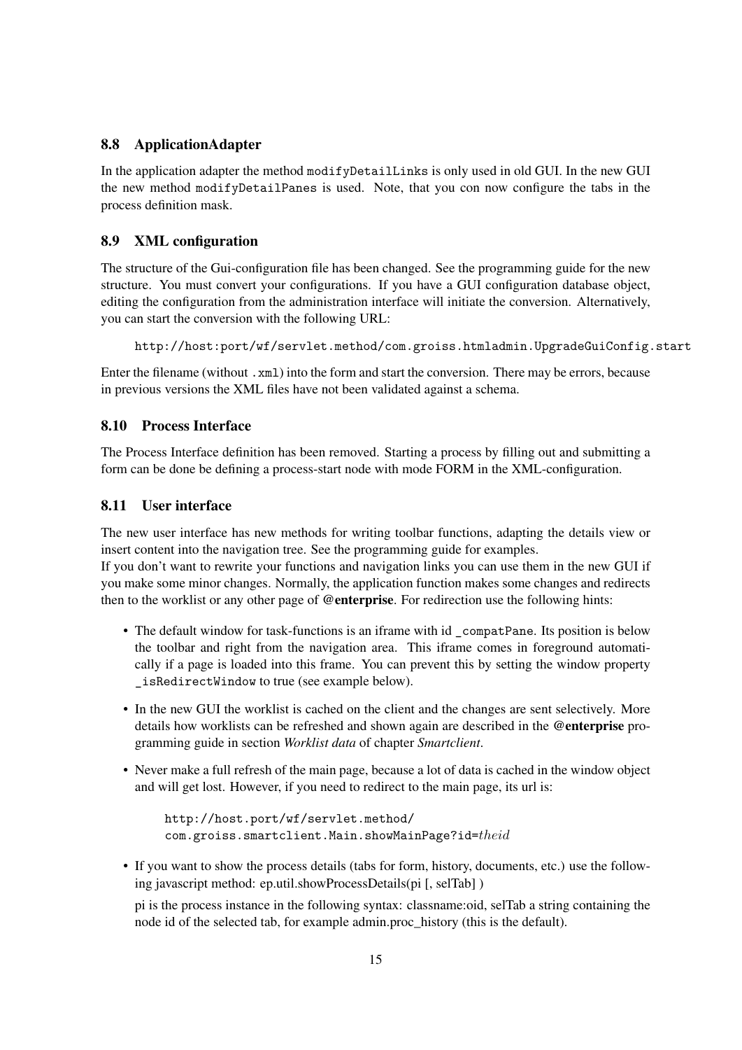### 8.8 ApplicationAdapter

In the application adapter the method `modifyDetailLinks` is only used in old GUI. In the new GUI the new method `modifyDetailPanes` is used. Note, that you con now configure the tabs in the process definition mask.

### 8.9 XML configuration

The structure of the Gui-configuration file has been changed. See the programming guide for the new structure. You must convert your configurations. If you have a GUI configuration database object, editing the configuration from the administration interface will initiate the conversion. Alternatively, you can start the conversion with the following URL:

```
http://host:port/wf/servlet.method/com.groiss.htmladmin.UpgradeGuiConfig.start
```

Enter the filename (without `.xml`) into the form and start the conversion. There may be errors, because in previous versions the XML files have not been validated against a schema.

### 8.10 Process Interface

The Process Interface definition has been removed. Starting a process by filling out and submitting a form can be done be defining a process-start node with mode FORM in the XML-configuration.

### 8.11 User interface

The new user interface has new methods for writing toolbar functions, adapting the details view or insert content into the navigation tree. See the programming guide for examples.
If you don't want to rewrite your functions and navigation links you can use them in the new GUI if you make some minor changes. Normally, the application function makes some changes and redirects then to the worklist or any other page of **@enterprise**. For redirection use the following hints:

- The default window for task-functions is an iframe with id `_compatPane`. Its position is below the toolbar and right from the navigation area. This iframe comes in foreground automatically if a page is loaded into this frame. You can prevent this by setting the window property `_isRedirectWindow` to true (see example below).
- In the new GUI the worklist is cached on the client and the changes are sent selectively. More details how worklists can be refreshed and shown again are described in the **@enterprise** programming guide in section *Worklist data* of chapter *Smartclient*.
- Never make a full refresh of the main page, because a lot of data is cached in the window object and will get lost. However, if you need to redirect to the main page, its url is:

  ```
  http://host.port/wf/servlet.method/
  com.groiss.smartclient.Main.showMainPage?id=theid
  ```

- If you want to show the process details (tabs for form, history, documents, etc.) use the following javascript method: ep.util.showProcessDetails(pi [, selTab] )

  pi is the process instance in the following syntax: classname:oid, selTab a string containing the node id of the selected tab, for example admin.proc_history (this is the default).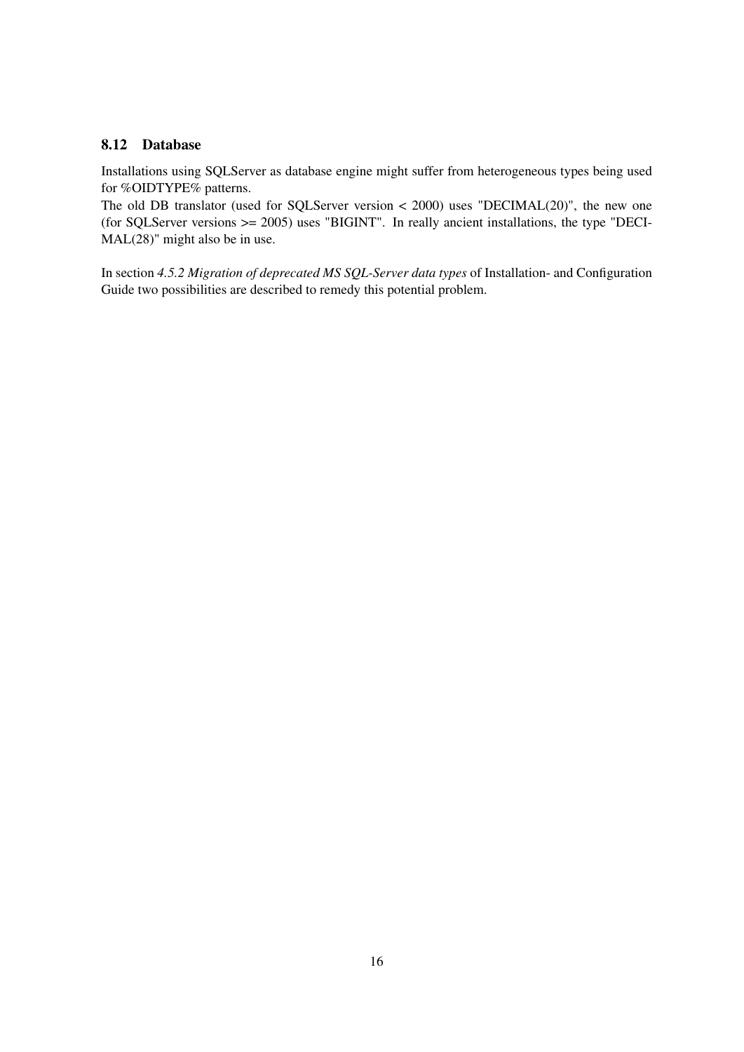### 8.12 Database

Installations using SQLServer as database engine might suffer from heterogeneous types being used for %OIDTYPE% patterns.
The old DB translator (used for SQLServer version < 2000) uses "DECIMAL(20)", the new one (for SQLServer versions >= 2005) uses "BIGINT". In really ancient installations, the type "DECIMAL(28)" might also be in use.

In section *4.5.2 Migration of deprecated MS SQL-Server data types* of Installation- and Configuration Guide two possibilities are described to remedy this potential problem.